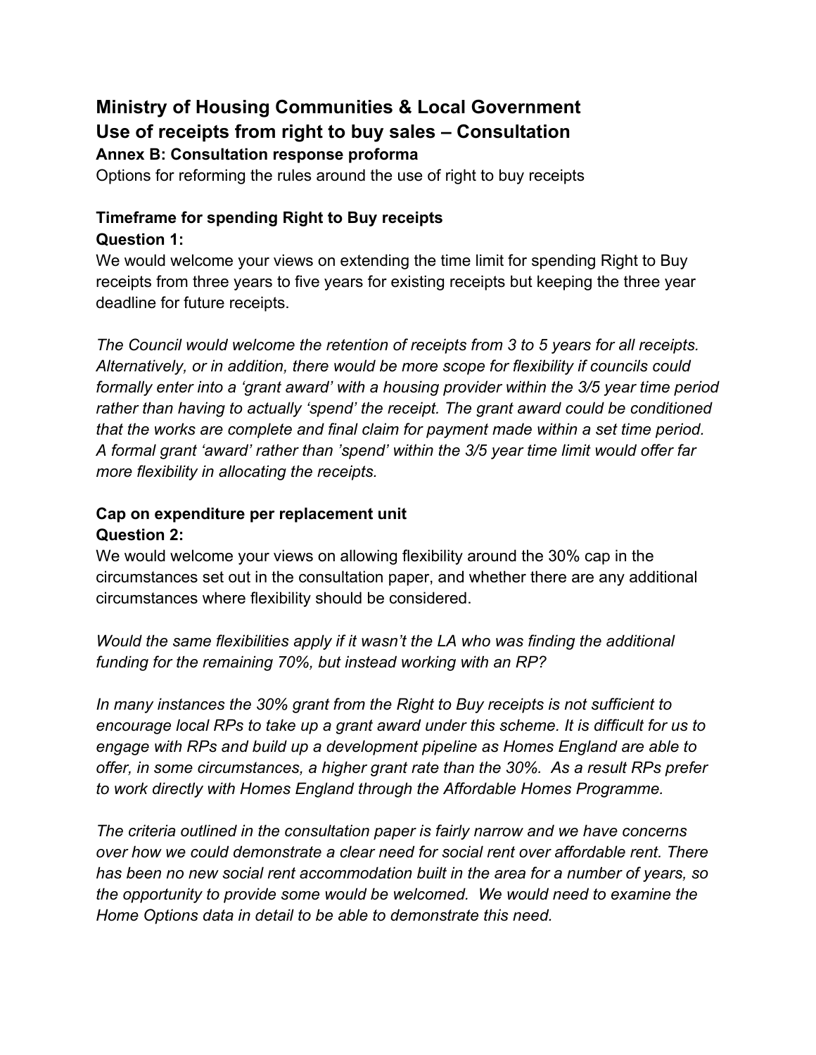# Ministry of Housing Communities & Local Government
# Use of receipts from right to buy sales – Consultation

### Annex B: Consultation response proforma

Options for reforming the rules around the use of right to buy receipts

### Timeframe for spending Right to Buy receipts

**Question 1:**

We would welcome your views on extending the time limit for spending Right to Buy receipts from three years to five years for existing receipts but keeping the three year deadline for future receipts.

*The Council would welcome the retention of receipts from 3 to 5 years for all receipts. Alternatively, or in addition, there would be more scope for flexibility if councils could formally enter into a 'grant award' with a housing provider within the 3/5 year time period rather than having to actually 'spend' the receipt. The grant award could be conditioned that the works are complete and final claim for payment made within a set time period. A formal grant 'award' rather than 'spend' within the 3/5 year time limit would offer far more flexibility in allocating the receipts.*

### Cap on expenditure per replacement unit

**Question 2:**

We would welcome your views on allowing flexibility around the 30% cap in the circumstances set out in the consultation paper, and whether there are any additional circumstances where flexibility should be considered.

*Would the same flexibilities apply if it wasn't the LA who was finding the additional funding for the remaining 70%, but instead working with an RP?*

*In many instances the 30% grant from the Right to Buy receipts is not sufficient to encourage local RPs to take up a grant award under this scheme. It is difficult for us to engage with RPs and build up a development pipeline as Homes England are able to offer, in some circumstances, a higher grant rate than the 30%. As a result RPs prefer to work directly with Homes England through the Affordable Homes Programme.*

*The criteria outlined in the consultation paper is fairly narrow and we have concerns over how we could demonstrate a clear need for social rent over affordable rent. There has been no new social rent accommodation built in the area for a number of years, so the opportunity to provide some would be welcomed. We would need to examine the Home Options data in detail to be able to demonstrate this need.*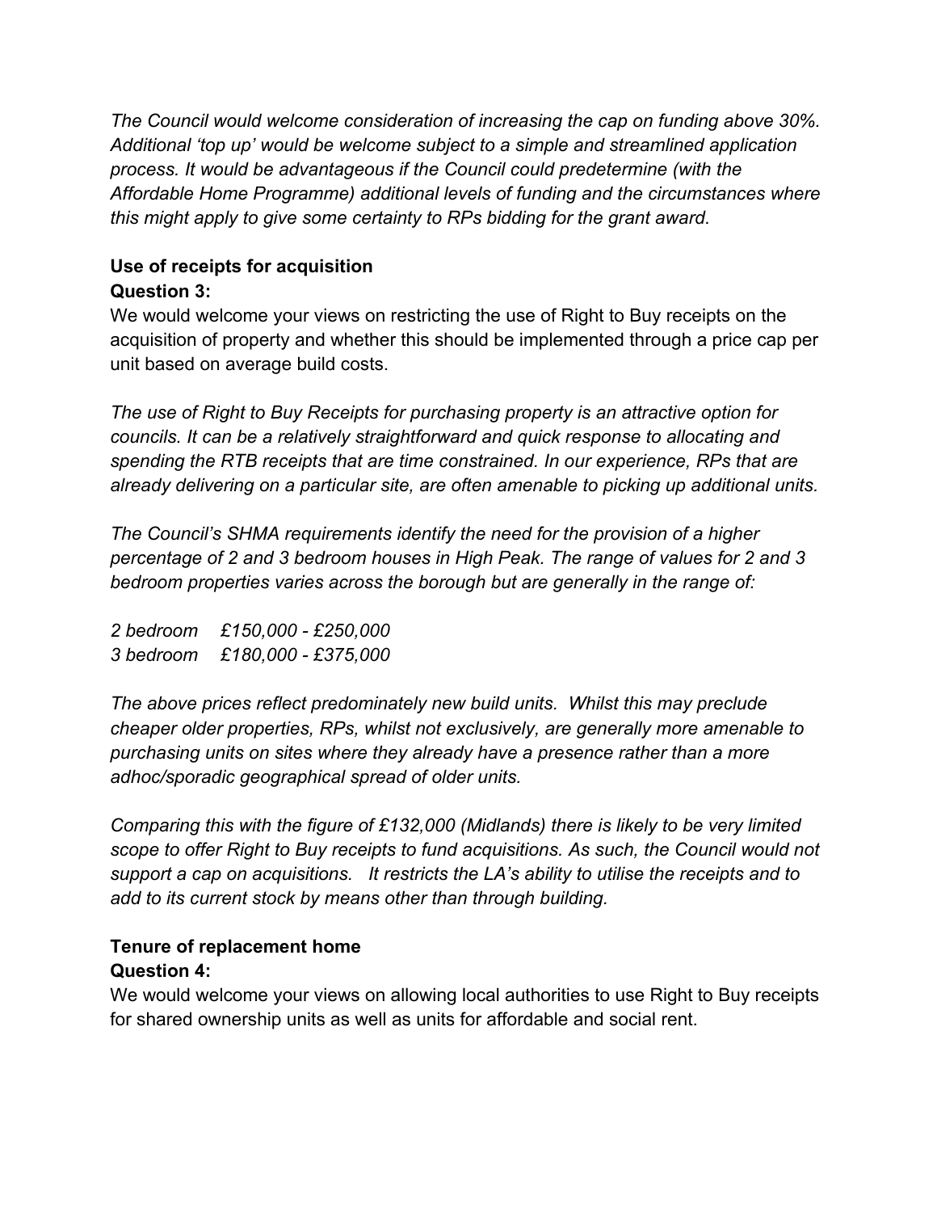*The Council would welcome consideration of increasing the cap on funding above 30%. Additional 'top up' would be welcome subject to a simple and streamlined application process. It would be advantageous if the Council could predetermine (with the Affordable Home Programme) additional levels of funding and the circumstances where this might apply to give some certainty to RPs bidding for the grant award.*

**Use of receipts for acquisition**
**Question 3:**
We would welcome your views on restricting the use of Right to Buy receipts on the acquisition of property and whether this should be implemented through a price cap per unit based on average build costs.

*The use of Right to Buy Receipts for purchasing property is an attractive option for councils. It can be a relatively straightforward and quick response to allocating and spending the RTB receipts that are time constrained. In our experience, RPs that are already delivering on a particular site, are often amenable to picking up additional units.*

*The Council's SHMA requirements identify the need for the provision of a higher percentage of 2 and 3 bedroom houses in High Peak. The range of values for 2 and 3 bedroom properties varies across the borough but are generally in the range of:*

*2 bedroom &nbsp;&nbsp;&nbsp; £150,000 - £250,000*
*3 bedroom &nbsp;&nbsp;&nbsp; £180,000 - £375,000*

*The above prices reflect predominately new build units. Whilst this may preclude cheaper older properties, RPs, whilst not exclusively, are generally more amenable to purchasing units on sites where they already have a presence rather than a more adhoc/sporadic geographical spread of older units.*

*Comparing this with the figure of £132,000 (Midlands) there is likely to be very limited scope to offer Right to Buy receipts to fund acquisitions. As such, the Council would not support a cap on acquisitions. It restricts the LA's ability to utilise the receipts and to add to its current stock by means other than through building.*

**Tenure of replacement home**
**Question 4:**
We would welcome your views on allowing local authorities to use Right to Buy receipts for shared ownership units as well as units for affordable and social rent.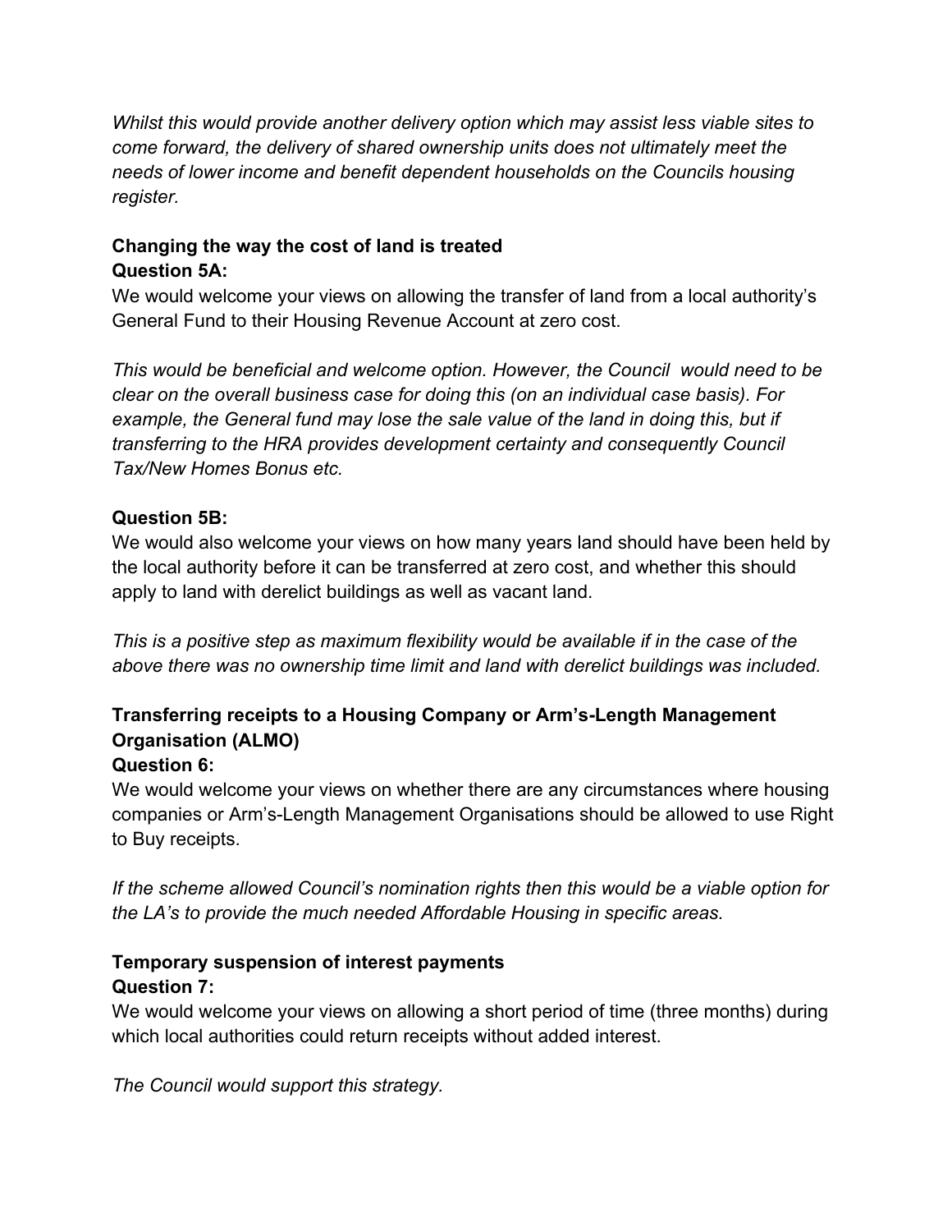*Whilst this would provide another delivery option which may assist less viable sites to come forward, the delivery of shared ownership units does not ultimately meet the needs of lower income and benefit dependent households on the Councils housing register.*

**Changing the way the cost of land is treated**
**Question 5A:**

We would welcome your views on allowing the transfer of land from a local authority's General Fund to their Housing Revenue Account at zero cost.

*This would be beneficial and welcome option. However, the Council would need to be clear on the overall business case for doing this (on an individual case basis). For example, the General fund may lose the sale value of the land in doing this, but if transferring to the HRA provides development certainty and consequently Council Tax/New Homes Bonus etc.*

**Question 5B:**

We would also welcome your views on how many years land should have been held by the local authority before it can be transferred at zero cost, and whether this should apply to land with derelict buildings as well as vacant land.

*This is a positive step as maximum flexibility would be available if in the case of the above there was no ownership time limit and land with derelict buildings was included.*

**Transferring receipts to a Housing Company or Arm's-Length Management Organisation (ALMO)**
**Question 6:**

We would welcome your views on whether there are any circumstances where housing companies or Arm's-Length Management Organisations should be allowed to use Right to Buy receipts.

*If the scheme allowed Council's nomination rights then this would be a viable option for the LA's to provide the much needed Affordable Housing in specific areas.*

**Temporary suspension of interest payments**
**Question 7:**

We would welcome your views on allowing a short period of time (three months) during which local authorities could return receipts without added interest.

*The Council would support this strategy.*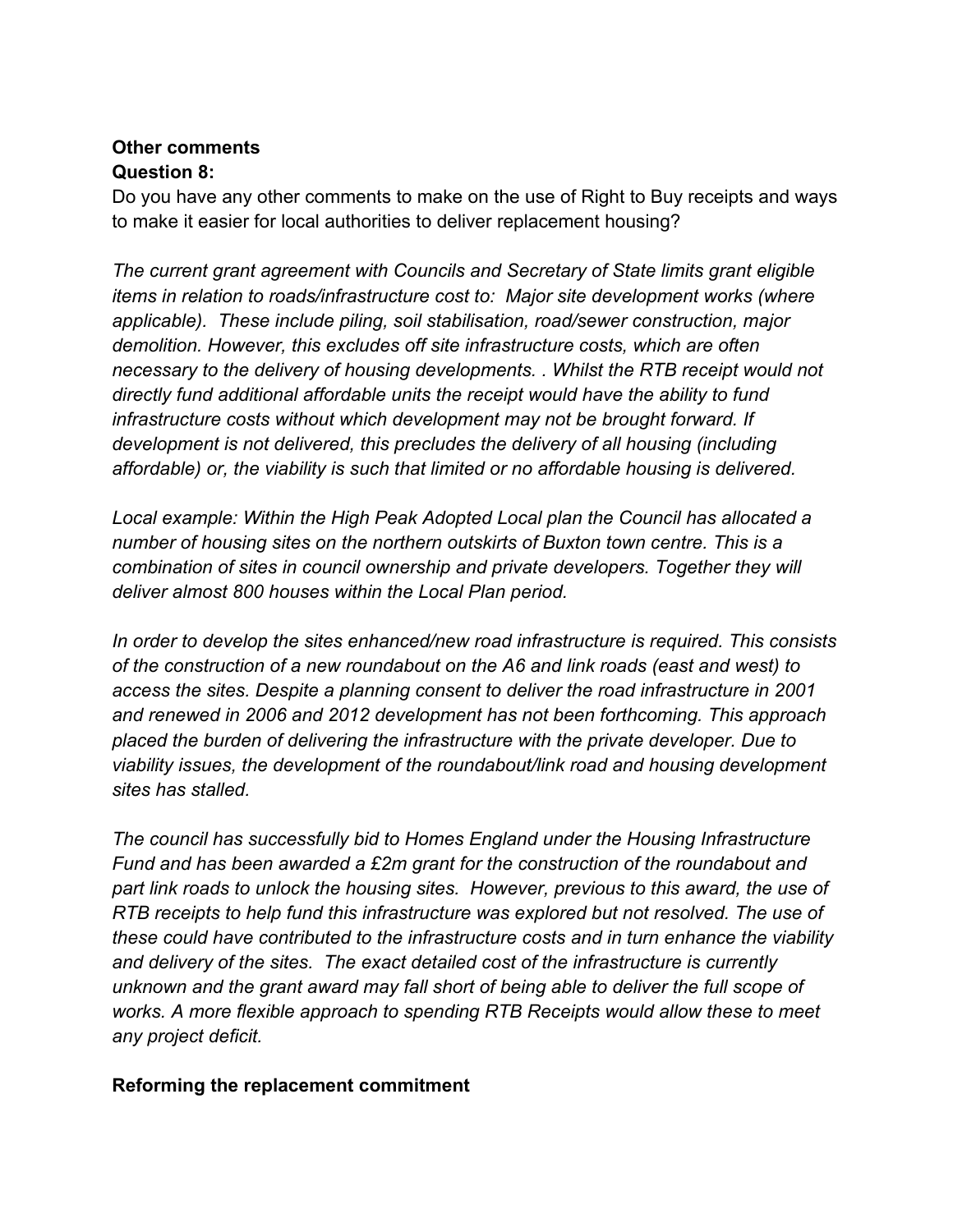**Other comments**

**Question 8:**

Do you have any other comments to make on the use of Right to Buy receipts and ways to make it easier for local authorities to deliver replacement housing?

*The current grant agreement with Councils and Secretary of State limits grant eligible items in relation to roads/infrastructure cost to: Major site development works (where applicable). These include piling, soil stabilisation, road/sewer construction, major demolition. However, this excludes off site infrastructure costs, which are often necessary to the delivery of housing developments. . Whilst the RTB receipt would not directly fund additional affordable units the receipt would have the ability to fund infrastructure costs without which development may not be brought forward. If development is not delivered, this precludes the delivery of all housing (including affordable) or, the viability is such that limited or no affordable housing is delivered.*

*Local example: Within the High Peak Adopted Local plan the Council has allocated a number of housing sites on the northern outskirts of Buxton town centre. This is a combination of sites in council ownership and private developers. Together they will deliver almost 800 houses within the Local Plan period.*

*In order to develop the sites enhanced/new road infrastructure is required. This consists of the construction of a new roundabout on the A6 and link roads (east and west) to access the sites. Despite a planning consent to deliver the road infrastructure in 2001 and renewed in 2006 and 2012 development has not been forthcoming. This approach placed the burden of delivering the infrastructure with the private developer. Due to viability issues, the development of the roundabout/link road and housing development sites has stalled.*

*The council has successfully bid to Homes England under the Housing Infrastructure Fund and has been awarded a £2m grant for the construction of the roundabout and part link roads to unlock the housing sites. However, previous to this award, the use of RTB receipts to help fund this infrastructure was explored but not resolved. The use of these could have contributed to the infrastructure costs and in turn enhance the viability and delivery of the sites. The exact detailed cost of the infrastructure is currently unknown and the grant award may fall short of being able to deliver the full scope of works. A more flexible approach to spending RTB Receipts would allow these to meet any project deficit.*

**Reforming the replacement commitment**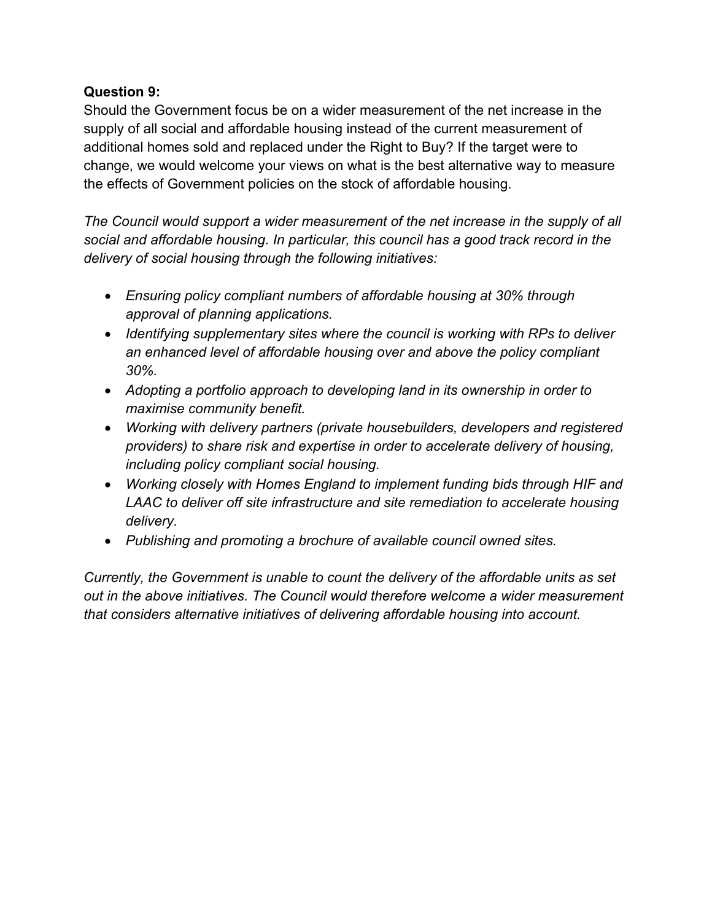**Question 9:**

Should the Government focus be on a wider measurement of the net increase in the supply of all social and affordable housing instead of the current measurement of additional homes sold and replaced under the Right to Buy? If the target were to change, we would welcome your views on what is the best alternative way to measure the effects of Government policies on the stock of affordable housing.

*The Council would support a wider measurement of the net increase in the supply of all social and affordable housing. In particular, this council has a good track record in the delivery of social housing through the following initiatives:*

- *Ensuring policy compliant numbers of affordable housing at 30% through approval of planning applications.*
- *Identifying supplementary sites where the council is working with RPs to deliver an enhanced level of affordable housing over and above the policy compliant 30%.*
- *Adopting a portfolio approach to developing land in its ownership in order to maximise community benefit.*
- *Working with delivery partners (private housebuilders, developers and registered providers) to share risk and expertise in order to accelerate delivery of housing, including policy compliant social housing.*
- *Working closely with Homes England to implement funding bids through HIF and LAAC to deliver off site infrastructure and site remediation to accelerate housing delivery.*
- *Publishing and promoting a brochure of available council owned sites.*

*Currently, the Government is unable to count the delivery of the affordable units as set out in the above initiatives. The Council would therefore welcome a wider measurement that considers alternative initiatives of delivering affordable housing into account.*